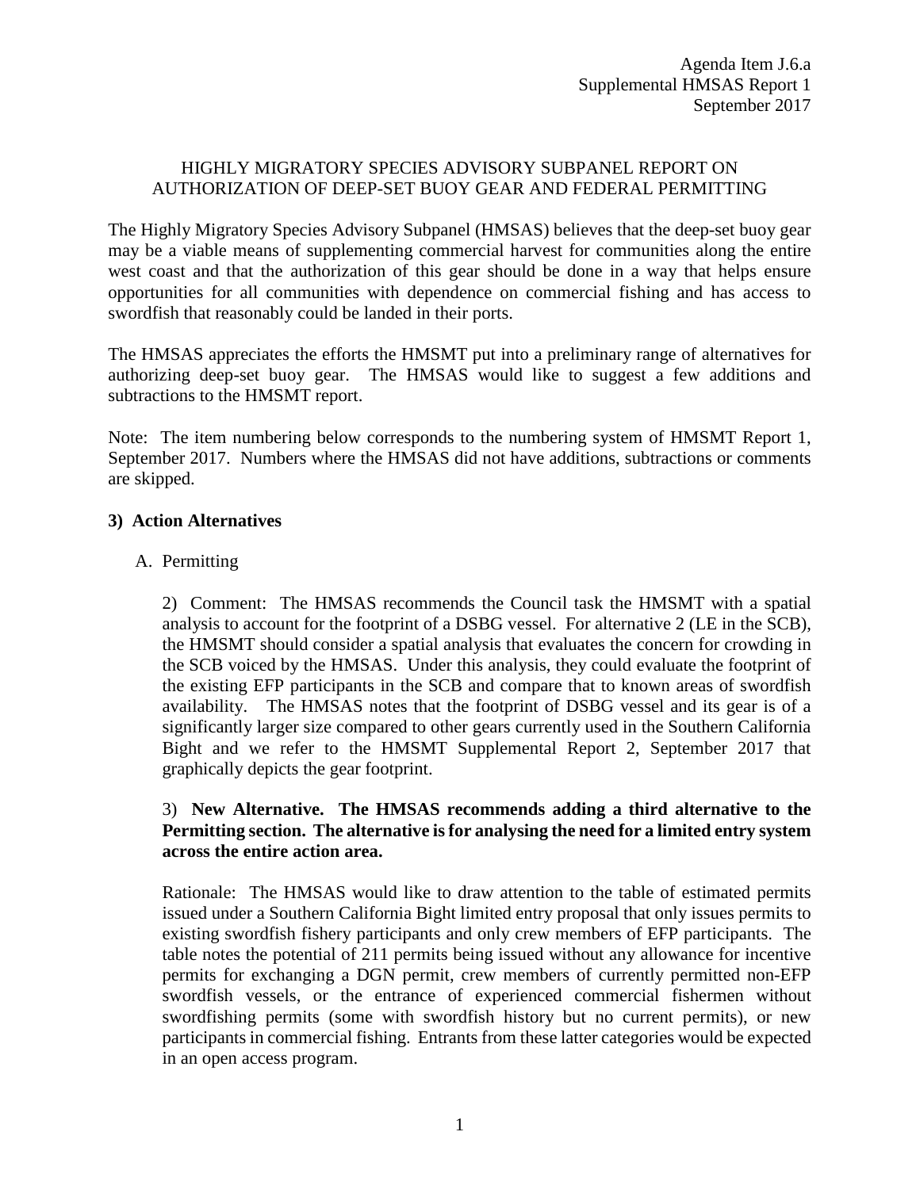Agenda Item J.6.a
Supplemental HMSAS Report 1
September 2017

# HIGHLY MIGRATORY SPECIES ADVISORY SUBPANEL REPORT ON AUTHORIZATION OF DEEP-SET BUOY GEAR AND FEDERAL PERMITTING

The Highly Migratory Species Advisory Subpanel (HMSAS) believes that the deep-set buoy gear may be a viable means of supplementing commercial harvest for communities along the entire west coast and that the authorization of this gear should be done in a way that helps ensure opportunities for all communities with dependence on commercial fishing and has access to swordfish that reasonably could be landed in their ports.

The HMSAS appreciates the efforts the HMSMT put into a preliminary range of alternatives for authorizing deep-set buoy gear. The HMSAS would like to suggest a few additions and subtractions to the HMSMT report.

Note: The item numbering below corresponds to the numbering system of HMSMT Report 1, September 2017. Numbers where the HMSAS did not have additions, subtractions or comments are skipped.

## 3) Action Alternatives

A. Permitting

2) Comment: The HMSAS recommends the Council task the HMSMT with a spatial analysis to account for the footprint of a DSBG vessel. For alternative 2 (LE in the SCB), the HMSMT should consider a spatial analysis that evaluates the concern for crowding in the SCB voiced by the HMSAS. Under this analysis, they could evaluate the footprint of the existing EFP participants in the SCB and compare that to known areas of swordfish availability. The HMSAS notes that the footprint of DSBG vessel and its gear is of a significantly larger size compared to other gears currently used in the Southern California Bight and we refer to the HMSMT Supplemental Report 2, September 2017 that graphically depicts the gear footprint.

3) **New Alternative. The HMSAS recommends adding a third alternative to the Permitting section. The alternative is for analysing the need for a limited entry system across the entire action area.**

Rationale: The HMSAS would like to draw attention to the table of estimated permits issued under a Southern California Bight limited entry proposal that only issues permits to existing swordfish fishery participants and only crew members of EFP participants. The table notes the potential of 211 permits being issued without any allowance for incentive permits for exchanging a DGN permit, crew members of currently permitted non-EFP swordfish vessels, or the entrance of experienced commercial fishermen without swordfishing permits (some with swordfish history but no current permits), or new participants in commercial fishing. Entrants from these latter categories would be expected in an open access program.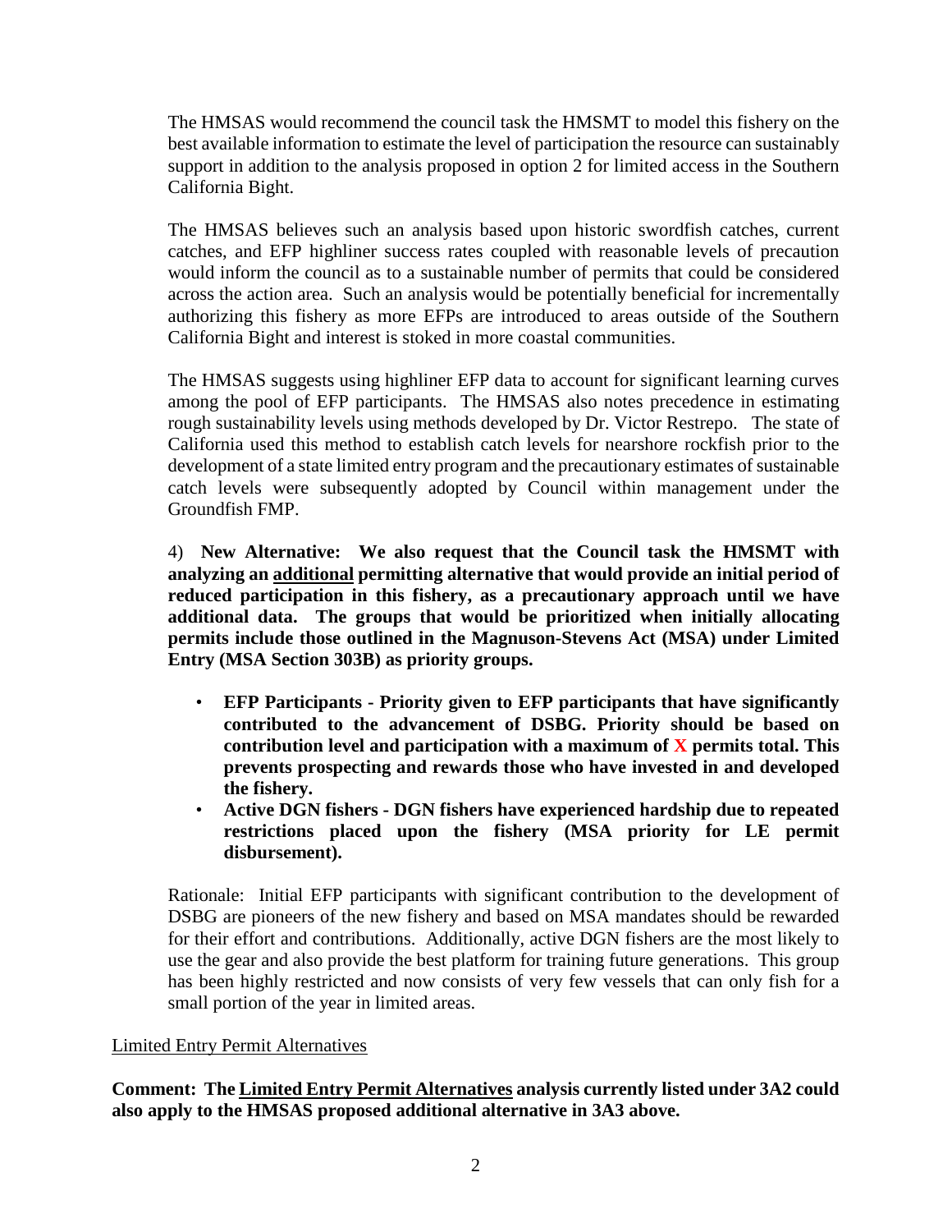The HMSAS would recommend the council task the HMSMT to model this fishery on the best available information to estimate the level of participation the resource can sustainably support in addition to the analysis proposed in option 2 for limited access in the Southern California Bight.

The HMSAS believes such an analysis based upon historic swordfish catches, current catches, and EFP highliner success rates coupled with reasonable levels of precaution would inform the council as to a sustainable number of permits that could be considered across the action area. Such an analysis would be potentially beneficial for incrementally authorizing this fishery as more EFPs are introduced to areas outside of the Southern California Bight and interest is stoked in more coastal communities.

The HMSAS suggests using highliner EFP data to account for significant learning curves among the pool of EFP participants. The HMSAS also notes precedence in estimating rough sustainability levels using methods developed by Dr. Victor Restrepo. The state of California used this method to establish catch levels for nearshore rockfish prior to the development of a state limited entry program and the precautionary estimates of sustainable catch levels were subsequently adopted by Council within management under the Groundfish FMP.

4) **New Alternative: We also request that the Council task the HMSMT with analyzing an <u>additional</u> permitting alternative that would provide an initial period of reduced participation in this fishery, as a precautionary approach until we have additional data. The groups that would be prioritized when initially allocating permits include those outlined in the Magnuson-Stevens Act (MSA) under Limited Entry (MSA Section 303B) as priority groups.**

- **EFP Participants - Priority given to EFP participants that have significantly contributed to the advancement of DSBG. Priority should be based on contribution level and participation with a maximum of X permits total. This prevents prospecting and rewards those who have invested in and developed the fishery.**
- **Active DGN fishers - DGN fishers have experienced hardship due to repeated restrictions placed upon the fishery (MSA priority for LE permit disbursement).**

Rationale: Initial EFP participants with significant contribution to the development of DSBG are pioneers of the new fishery and based on MSA mandates should be rewarded for their effort and contributions. Additionally, active DGN fishers are the most likely to use the gear and also provide the best platform for training future generations. This group has been highly restricted and now consists of very few vessels that can only fish for a small portion of the year in limited areas.

<u>Limited Entry Permit Alternatives</u>

**Comment: The <u>Limited Entry Permit Alternatives</u> analysis currently listed under 3A2 could also apply to the HMSAS proposed additional alternative in 3A3 above.**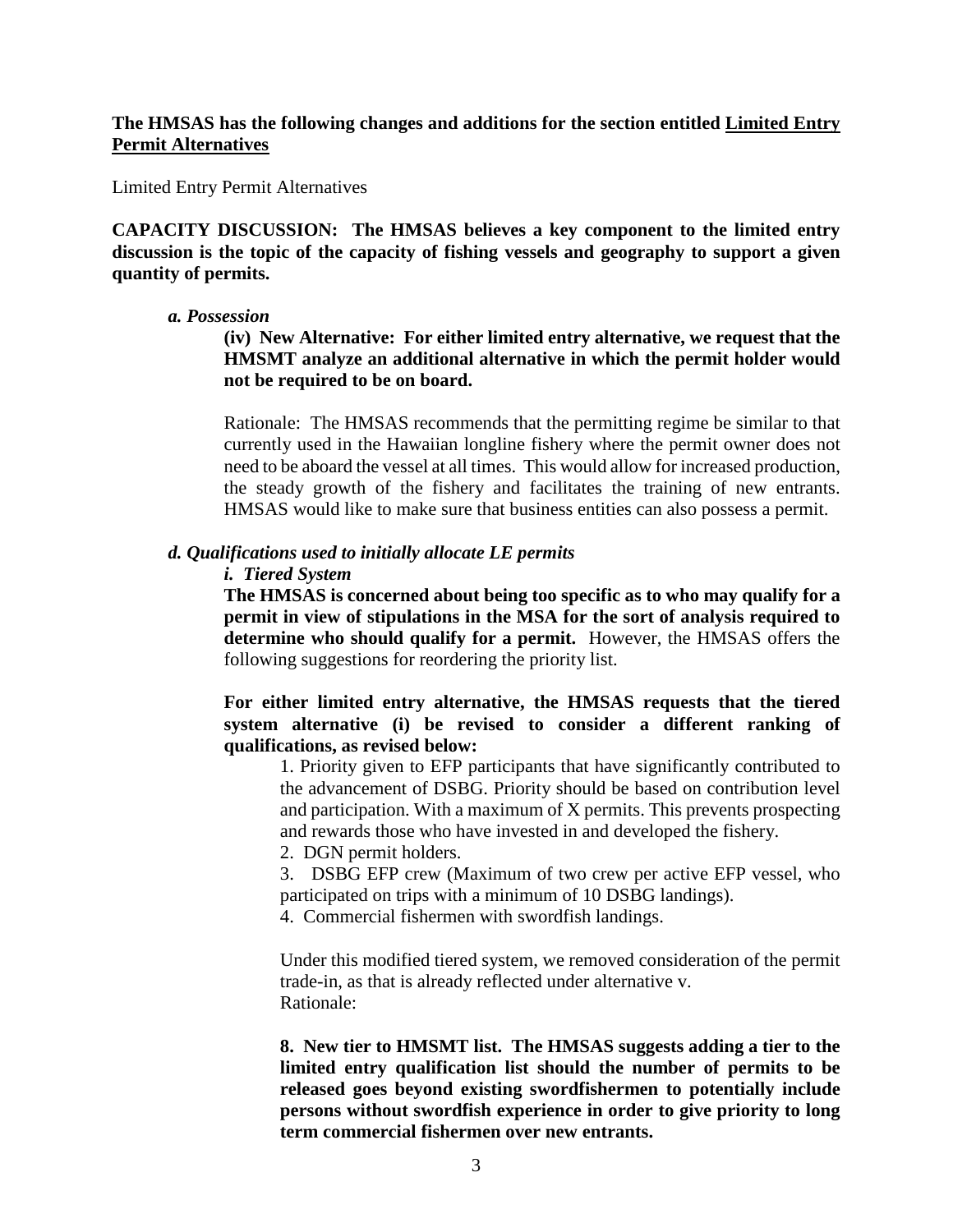**The HMSAS has the following changes and additions for the section entitled Limited Entry Permit Alternatives**

Limited Entry Permit Alternatives

**CAPACITY DISCUSSION: The HMSAS believes a key component to the limited entry discussion is the topic of the capacity of fishing vessels and geography to support a given quantity of permits.**

***a. Possession***

**(iv) New Alternative: For either limited entry alternative, we request that the HMSMT analyze an additional alternative in which the permit holder would not be required to be on board.**

Rationale: The HMSAS recommends that the permitting regime be similar to that currently used in the Hawaiian longline fishery where the permit owner does not need to be aboard the vessel at all times. This would allow for increased production, the steady growth of the fishery and facilitates the training of new entrants. HMSAS would like to make sure that business entities can also possess a permit.

***d. Qualifications used to initially allocate LE permits***

***i. Tiered System***

**The HMSAS is concerned about being too specific as to who may qualify for a permit in view of stipulations in the MSA for the sort of analysis required to determine who should qualify for a permit.** However, the HMSAS offers the following suggestions for reordering the priority list.

**For either limited entry alternative, the HMSAS requests that the tiered system alternative (i) be revised to consider a different ranking of qualifications, as revised below:**

1. Priority given to EFP participants that have significantly contributed to the advancement of DSBG. Priority should be based on contribution level and participation. With a maximum of X permits. This prevents prospecting and rewards those who have invested in and developed the fishery.
2. DGN permit holders.
3. DSBG EFP crew (Maximum of two crew per active EFP vessel, who participated on trips with a minimum of 10 DSBG landings).
4. Commercial fishermen with swordfish landings.

Under this modified tiered system, we removed consideration of the permit trade-in, as that is already reflected under alternative v.
Rationale:

**8. New tier to HMSMT list. The HMSAS suggests adding a tier to the limited entry qualification list should the number of permits to be released goes beyond existing swordfishermen to potentially include persons without swordfish experience in order to give priority to long term commercial fishermen over new entrants.**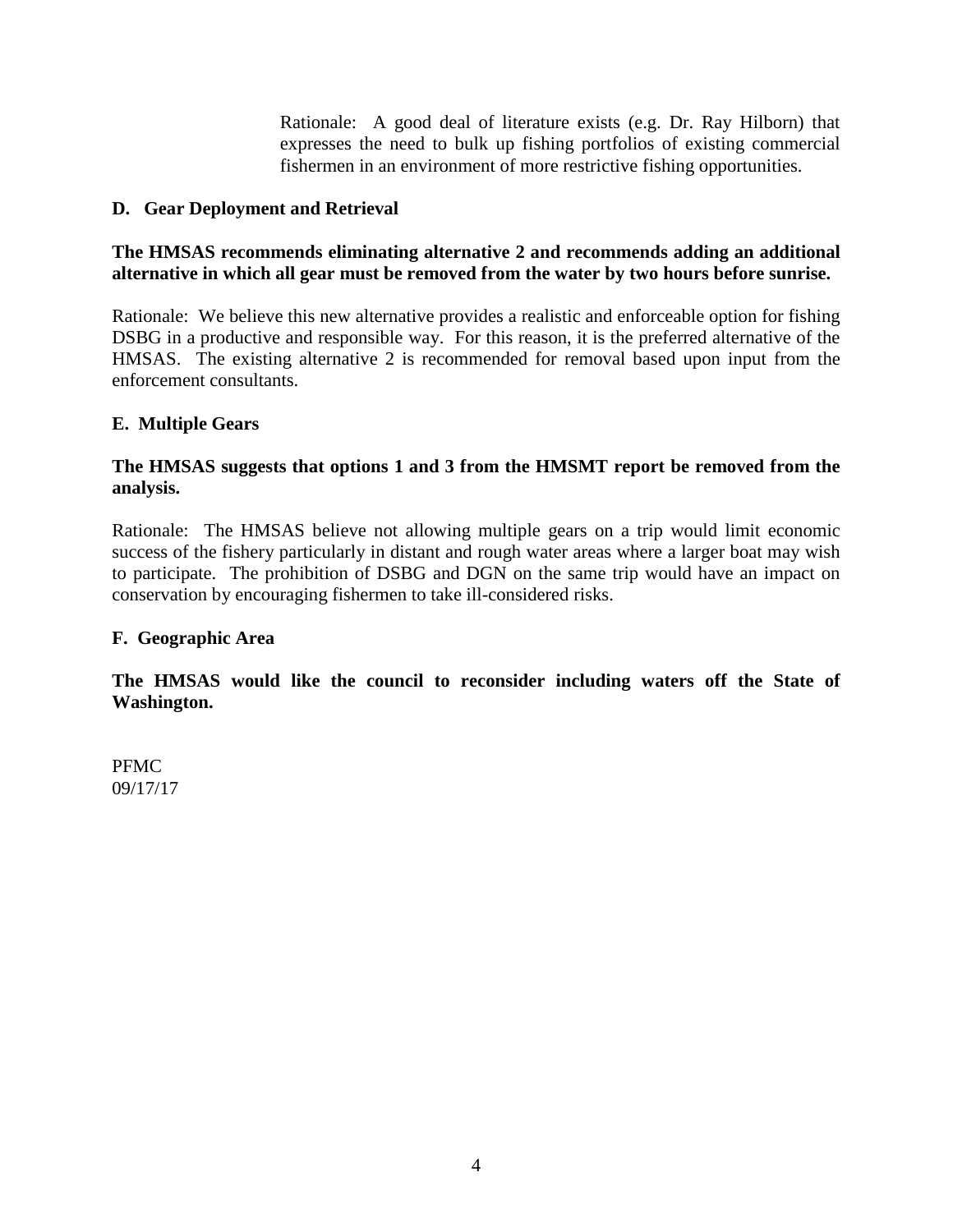Rationale: A good deal of literature exists (e.g. Dr. Ray Hilborn) that expresses the need to bulk up fishing portfolios of existing commercial fishermen in an environment of more restrictive fishing opportunities.

**D. Gear Deployment and Retrieval**

**The HMSAS recommends eliminating alternative 2 and recommends adding an additional alternative in which all gear must be removed from the water by two hours before sunrise.**

Rationale: We believe this new alternative provides a realistic and enforceable option for fishing DSBG in a productive and responsible way. For this reason, it is the preferred alternative of the HMSAS. The existing alternative 2 is recommended for removal based upon input from the enforcement consultants.

**E. Multiple Gears**

**The HMSAS suggests that options 1 and 3 from the HMSMT report be removed from the analysis.**

Rationale: The HMSAS believe not allowing multiple gears on a trip would limit economic success of the fishery particularly in distant and rough water areas where a larger boat may wish to participate. The prohibition of DSBG and DGN on the same trip would have an impact on conservation by encouraging fishermen to take ill-considered risks.

**F. Geographic Area**

**The HMSAS would like the council to reconsider including waters off the State of Washington.**

PFMC
09/17/17